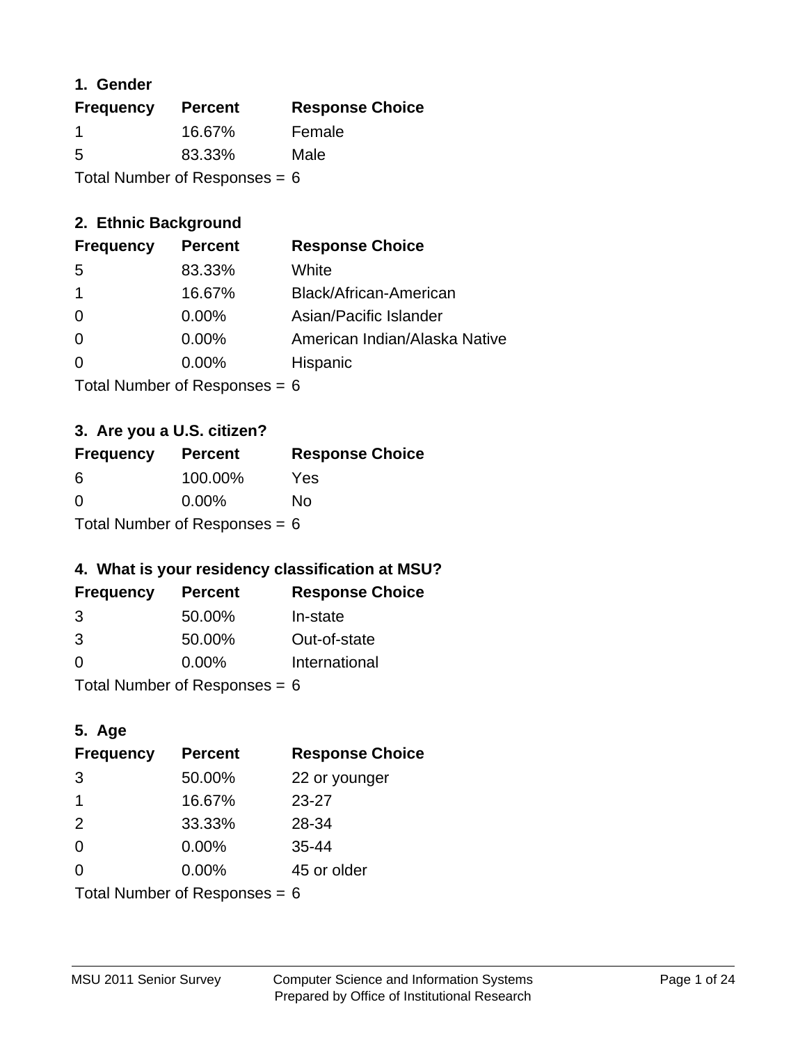## 1. Gender

| Frequency | Percent | Response Choice |
|---|---|---|
| 1 | 16.67% | Female |
| 5 | 83.33% | Male |

Total Number of Responses = 6

## 2. Ethnic Background

| Frequency | Percent | Response Choice |
|---|---|---|
| 5 | 83.33% | White |
| 1 | 16.67% | Black/African-American |
| 0 | 0.00% | Asian/Pacific Islander |
| 0 | 0.00% | American Indian/Alaska Native |
| 0 | 0.00% | Hispanic |

Total Number of Responses = 6

## 3. Are you a U.S. citizen?

| Frequency | Percent | Response Choice |
|---|---|---|
| 6 | 100.00% | Yes |
| 0 | 0.00% | No |

Total Number of Responses = 6

## 4. What is your residency classification at MSU?

| Frequency | Percent | Response Choice |
|---|---|---|
| 3 | 50.00% | In-state |
| 3 | 50.00% | Out-of-state |
| 0 | 0.00% | International |

Total Number of Responses = 6

## 5. Age

| Frequency | Percent | Response Choice |
|---|---|---|
| 3 | 50.00% | 22 or younger |
| 1 | 16.67% | 23-27 |
| 2 | 33.33% | 28-34 |
| 0 | 0.00% | 35-44 |
| 0 | 0.00% | 45 or older |

Total Number of Responses = 6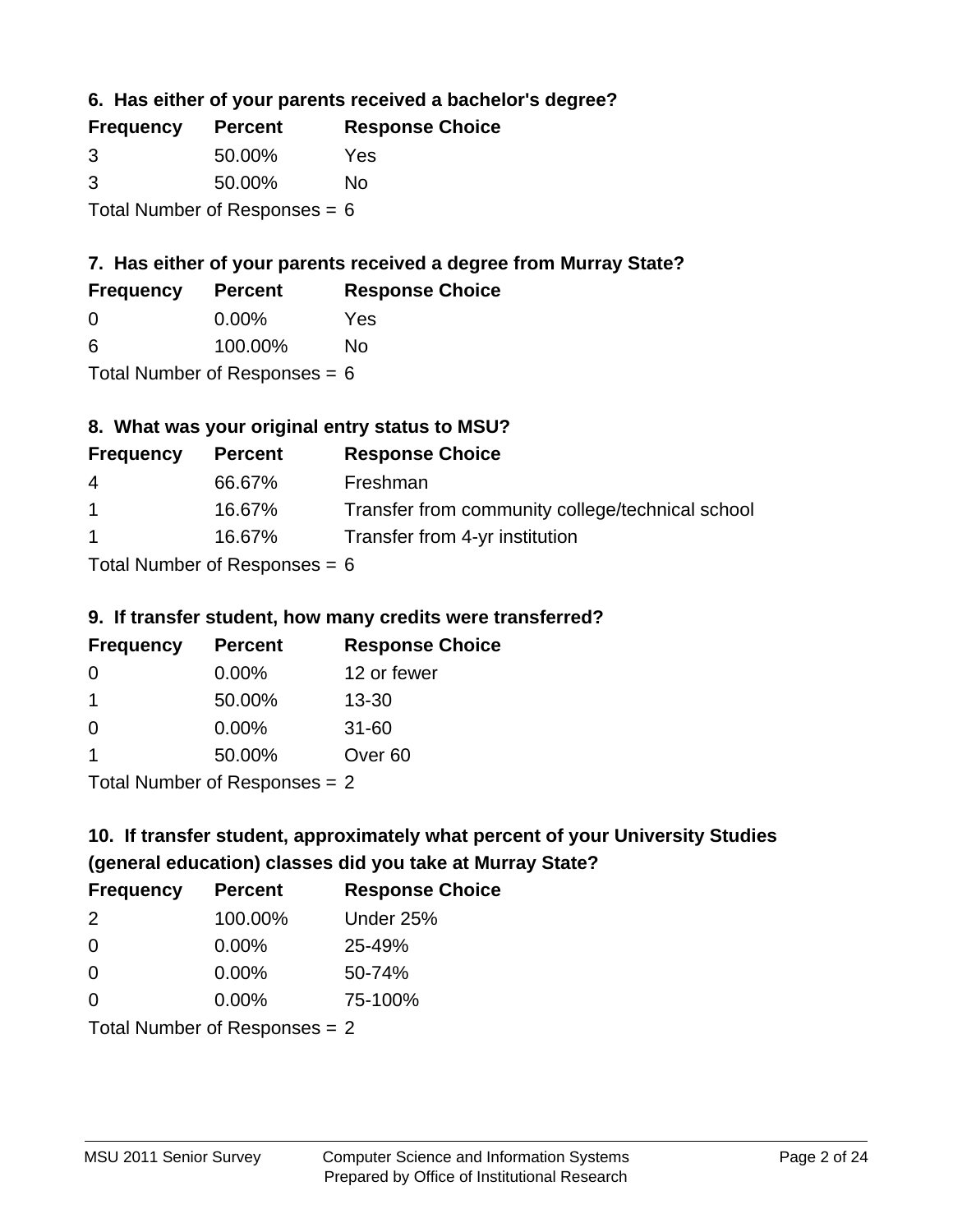### 6. Has either of your parents received a bachelor's degree?

| Frequency | Percent | Response Choice |
|---|---|---|
| 3 | 50.00% | Yes |
| 3 | 50.00% | No |

Total Number of Responses = 6

### 7. Has either of your parents received a degree from Murray State?

| Frequency | Percent | Response Choice |
|---|---|---|
| 0 | 0.00% | Yes |
| 6 | 100.00% | No |

Total Number of Responses = 6

### 8. What was your original entry status to MSU?

| Frequency | Percent | Response Choice |
|---|---|---|
| 4 | 66.67% | Freshman |
| 1 | 16.67% | Transfer from community college/technical school |
| 1 | 16.67% | Transfer from 4-yr institution |

Total Number of Responses = 6

### 9. If transfer student, how many credits were transferred?

| Frequency | Percent | Response Choice |
|---|---|---|
| 0 | 0.00% | 12 or fewer |
| 1 | 50.00% | 13-30 |
| 0 | 0.00% | 31-60 |
| 1 | 50.00% | Over 60 |

Total Number of Responses = 2

### 10. If transfer student, approximately what percent of your University Studies (general education) classes did you take at Murray State?

| Frequency | Percent | Response Choice |
|---|---|---|
| 2 | 100.00% | Under 25% |
| 0 | 0.00% | 25-49% |
| 0 | 0.00% | 50-74% |
| 0 | 0.00% | 75-100% |

Total Number of Responses = 2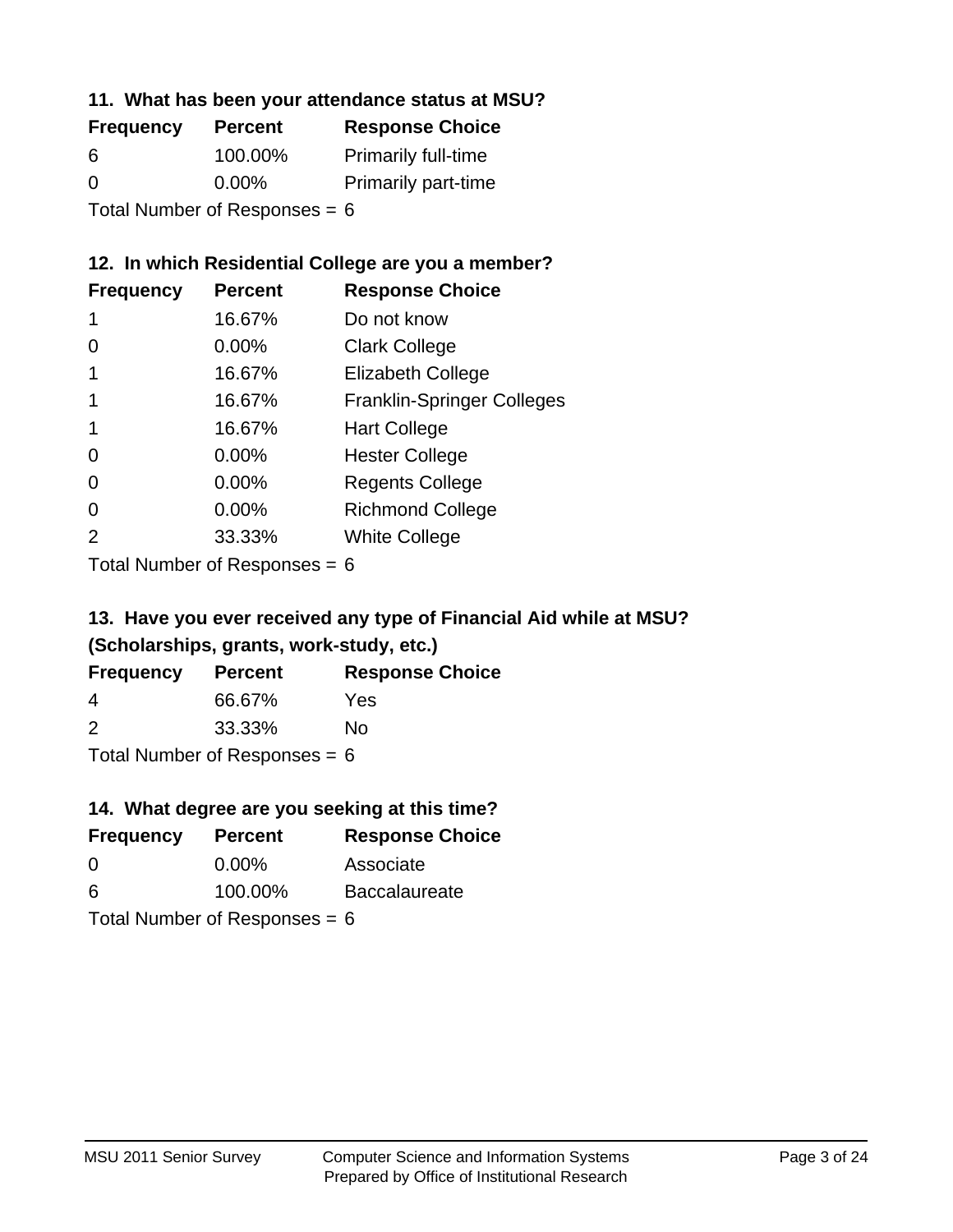### 11. What has been your attendance status at MSU?

| Frequency | Percent | Response Choice |
|---|---|---|
| 6 | 100.00% | Primarily full-time |
| 0 | 0.00% | Primarily part-time |

Total Number of Responses = 6

### 12. In which Residential College are you a member?

| Frequency | Percent | Response Choice |
|---|---|---|
| 1 | 16.67% | Do not know |
| 0 | 0.00% | Clark College |
| 1 | 16.67% | Elizabeth College |
| 1 | 16.67% | Franklin-Springer Colleges |
| 1 | 16.67% | Hart College |
| 0 | 0.00% | Hester College |
| 0 | 0.00% | Regents College |
| 0 | 0.00% | Richmond College |
| 2 | 33.33% | White College |

Total Number of Responses = 6

### 13. Have you ever received any type of Financial Aid while at MSU? (Scholarships, grants, work-study, etc.)

| Frequency | Percent | Response Choice |
|---|---|---|
| 4 | 66.67% | Yes |
| 2 | 33.33% | No |

Total Number of Responses = 6

### 14. What degree are you seeking at this time?

| Frequency | Percent | Response Choice |
|---|---|---|
| 0 | 0.00% | Associate |
| 6 | 100.00% | Baccalaureate |

Total Number of Responses = 6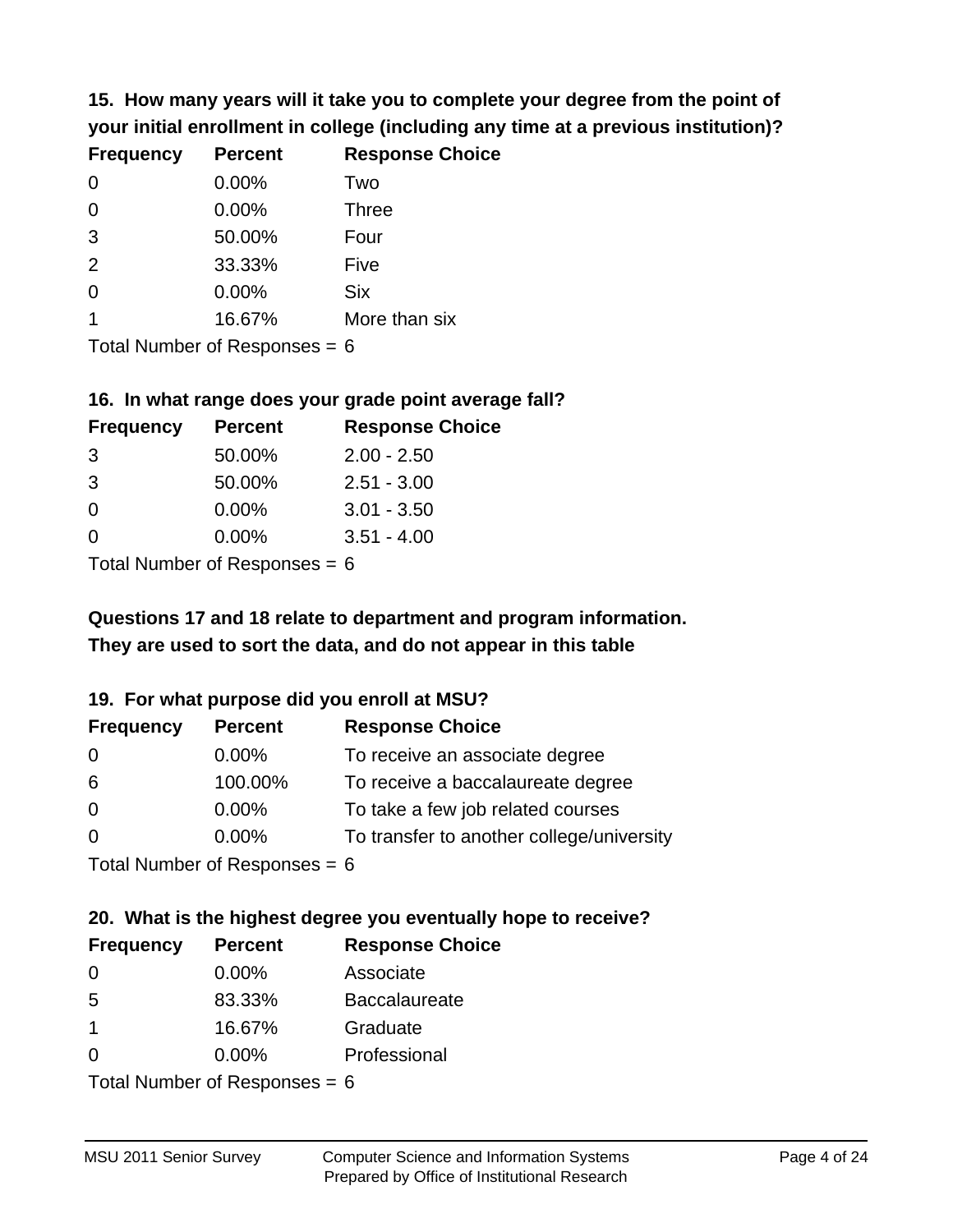### 15. How many years will it take you to complete your degree from the point of your initial enrollment in college (including any time at a previous institution)?

| Frequency | Percent | Response Choice |
| --- | --- | --- |
| 0 | 0.00% | Two |
| 0 | 0.00% | Three |
| 3 | 50.00% | Four |
| 2 | 33.33% | Five |
| 0 | 0.00% | Six |
| 1 | 16.67% | More than six |

Total Number of Responses = 6

### 16. In what range does your grade point average fall?

| Frequency | Percent | Response Choice |
| --- | --- | --- |
| 3 | 50.00% | 2.00 - 2.50 |
| 3 | 50.00% | 2.51 - 3.00 |
| 0 | 0.00% | 3.01 - 3.50 |
| 0 | 0.00% | 3.51 - 4.00 |

Total Number of Responses = 6

**Questions 17 and 18 relate to department and program information. They are used to sort the data, and do not appear in this table**

### 19. For what purpose did you enroll at MSU?

| Frequency | Percent | Response Choice |
| --- | --- | --- |
| 0 | 0.00% | To receive an associate degree |
| 6 | 100.00% | To receive a baccalaureate degree |
| 0 | 0.00% | To take a few job related courses |
| 0 | 0.00% | To transfer to another college/university |

Total Number of Responses = 6

### 20. What is the highest degree you eventually hope to receive?

| Frequency | Percent | Response Choice |
| --- | --- | --- |
| 0 | 0.00% | Associate |
| 5 | 83.33% | Baccalaureate |
| 1 | 16.67% | Graduate |
| 0 | 0.00% | Professional |

Total Number of Responses = 6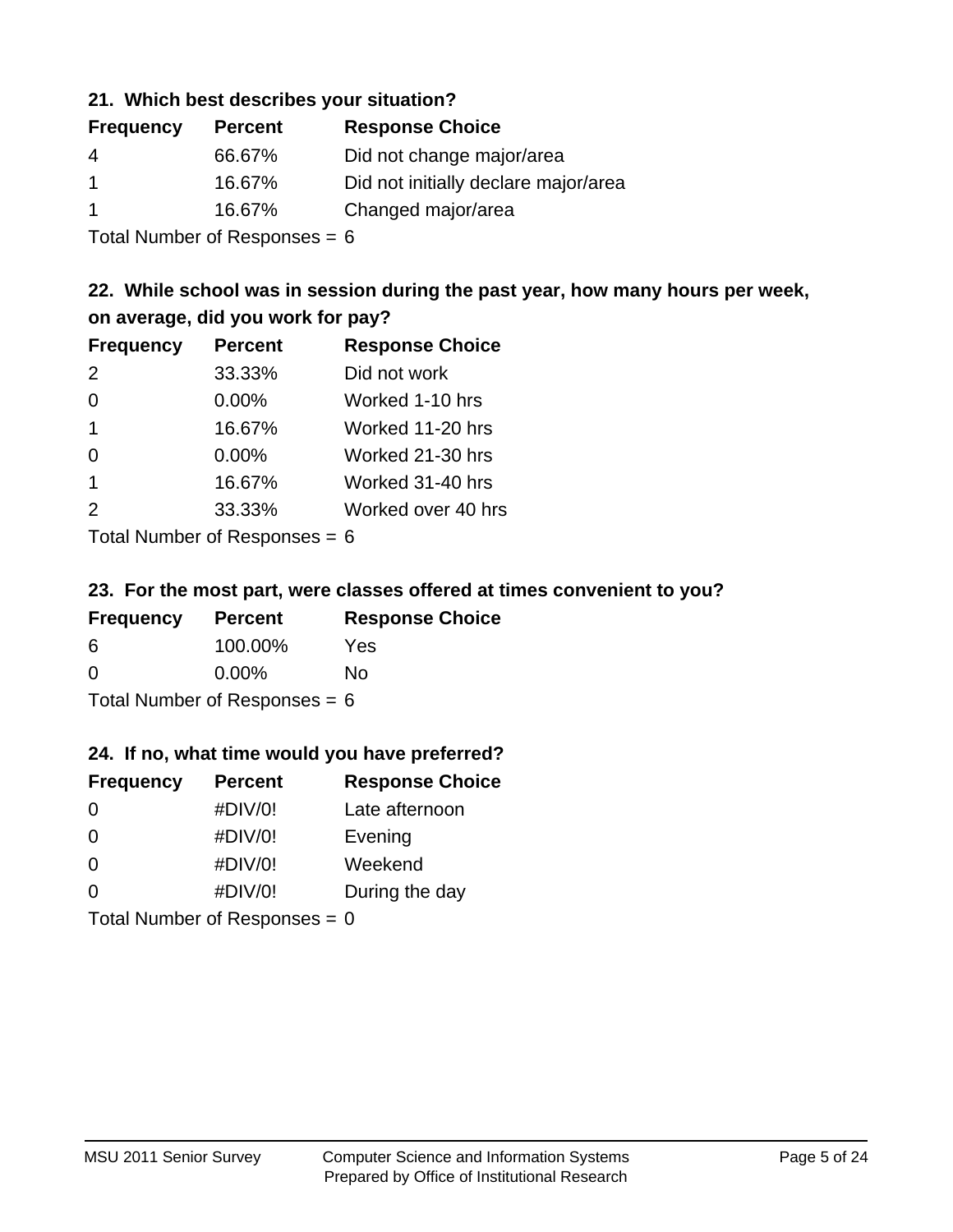## 21. Which best describes your situation?

| Frequency | Percent | Response Choice |
|---|---|---|
| 4 | 66.67% | Did not change major/area |
| 1 | 16.67% | Did not initially declare major/area |
| 1 | 16.67% | Changed major/area |

Total Number of Responses = 6

## 22. While school was in session during the past year, how many hours per week, on average, did you work for pay?

| Frequency | Percent | Response Choice |
|---|---|---|
| 2 | 33.33% | Did not work |
| 0 | 0.00% | Worked 1-10 hrs |
| 1 | 16.67% | Worked 11-20 hrs |
| 0 | 0.00% | Worked 21-30 hrs |
| 1 | 16.67% | Worked 31-40 hrs |
| 2 | 33.33% | Worked over 40 hrs |

Total Number of Responses = 6

## 23. For the most part, were classes offered at times convenient to you?

| Frequency | Percent | Response Choice |
|---|---|---|
| 6 | 100.00% | Yes |
| 0 | 0.00% | No |

Total Number of Responses = 6

## 24. If no, what time would you have preferred?

| Frequency | Percent | Response Choice |
|---|---|---|
| 0 | #DIV/0! | Late afternoon |
| 0 | #DIV/0! | Evening |
| 0 | #DIV/0! | Weekend |
| 0 | #DIV/0! | During the day |

Total Number of Responses = 0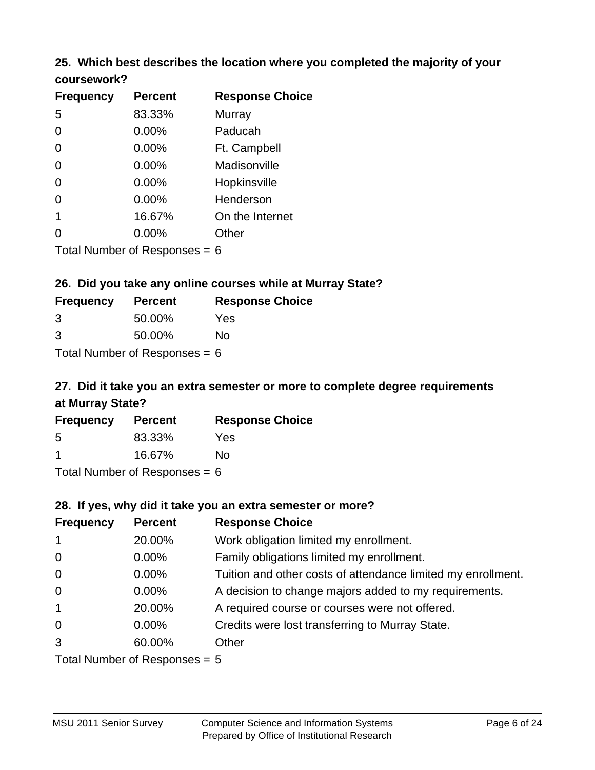### 25. Which best describes the location where you completed the majority of your coursework?

| Frequency | Percent | Response Choice |
|---|---|---|
| 5 | 83.33% | Murray |
| 0 | 0.00% | Paducah |
| 0 | 0.00% | Ft. Campbell |
| 0 | 0.00% | Madisonville |
| 0 | 0.00% | Hopkinsville |
| 0 | 0.00% | Henderson |
| 1 | 16.67% | On the Internet |
| 0 | 0.00% | Other |

Total Number of Responses = 6

### 26. Did you take any online courses while at Murray State?

| Frequency | Percent | Response Choice |
|---|---|---|
| 3 | 50.00% | Yes |
| 3 | 50.00% | No |

Total Number of Responses = 6

### 27. Did it take you an extra semester or more to complete degree requirements at Murray State?

| Frequency | Percent | Response Choice |
|---|---|---|
| 5 | 83.33% | Yes |
| 1 | 16.67% | No |

Total Number of Responses = 6

### 28. If yes, why did it take you an extra semester or more?

| Frequency | Percent | Response Choice |
|---|---|---|
| 1 | 20.00% | Work obligation limited my enrollment. |
| 0 | 0.00% | Family obligations limited my enrollment. |
| 0 | 0.00% | Tuition and other costs of attendance limited my enrollment. |
| 0 | 0.00% | A decision to change majors added to my requirements. |
| 1 | 20.00% | A required course or courses were not offered. |
| 0 | 0.00% | Credits were lost transferring to Murray State. |
| 3 | 60.00% | Other |

Total Number of Responses = 5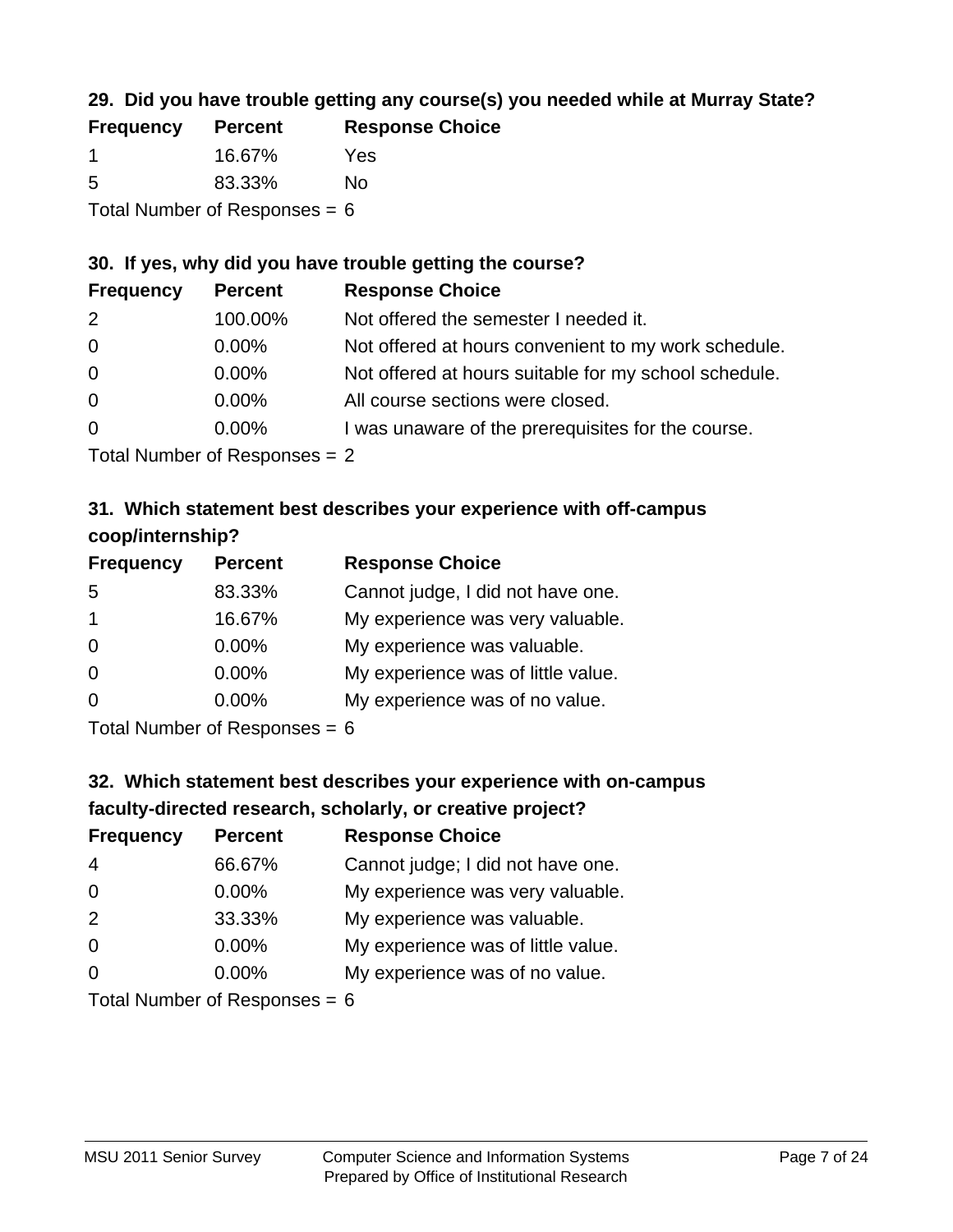**29. Did you have trouble getting any course(s) you needed while at Murray State?**

| Frequency | Percent | Response Choice |
|---|---|---|
| 1 | 16.67% | Yes |
| 5 | 83.33% | No |

Total Number of Responses = 6

**30. If yes, why did you have trouble getting the course?**

| Frequency | Percent | Response Choice |
|---|---|---|
| 2 | 100.00% | Not offered the semester I needed it. |
| 0 | 0.00% | Not offered at hours convenient to my work schedule. |
| 0 | 0.00% | Not offered at hours suitable for my school schedule. |
| 0 | 0.00% | All course sections were closed. |
| 0 | 0.00% | I was unaware of the prerequisites for the course. |

Total Number of Responses = 2

**31. Which statement best describes your experience with off-campus coop/internship?**

| Frequency | Percent | Response Choice |
|---|---|---|
| 5 | 83.33% | Cannot judge, I did not have one. |
| 1 | 16.67% | My experience was very valuable. |
| 0 | 0.00% | My experience was valuable. |
| 0 | 0.00% | My experience was of little value. |
| 0 | 0.00% | My experience was of no value. |

Total Number of Responses = 6

**32. Which statement best describes your experience with on-campus faculty-directed research, scholarly, or creative project?**

| Frequency | Percent | Response Choice |
|---|---|---|
| 4 | 66.67% | Cannot judge; I did not have one. |
| 0 | 0.00% | My experience was very valuable. |
| 2 | 33.33% | My experience was valuable. |
| 0 | 0.00% | My experience was of little value. |
| 0 | 0.00% | My experience was of no value. |

Total Number of Responses = 6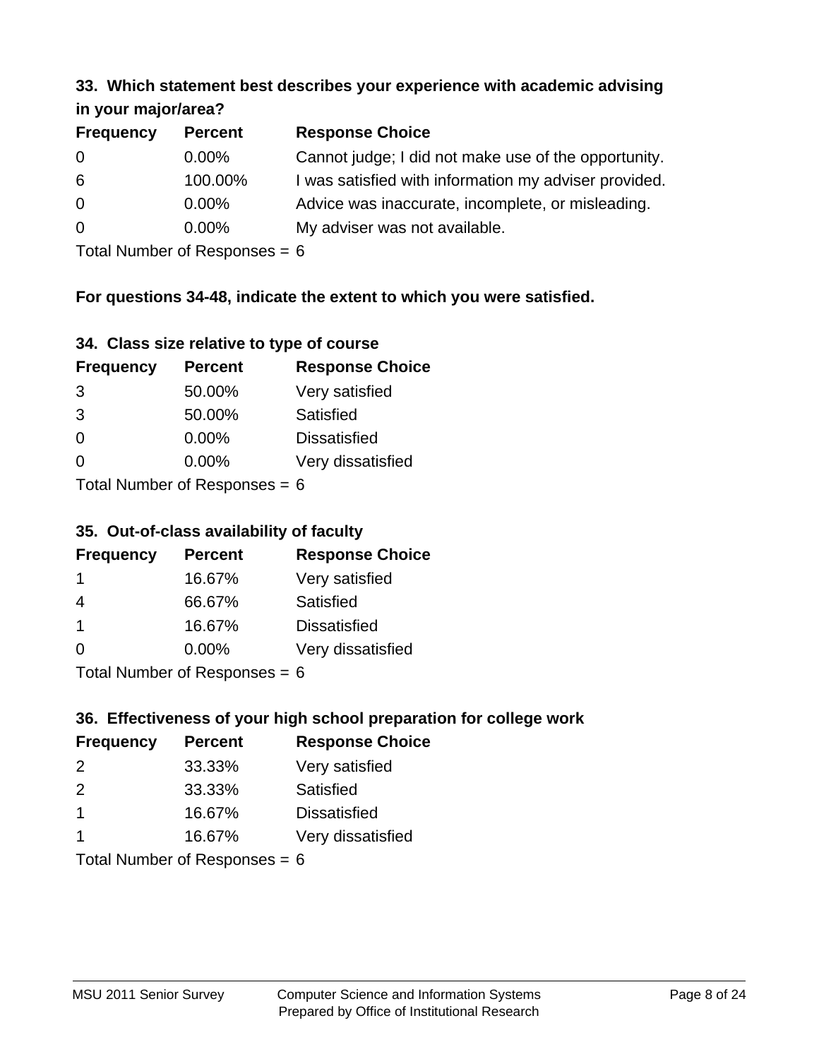### 33. Which statement best describes your experience with academic advising in your major/area?

| Frequency | Percent | Response Choice |
|---|---|---|
| 0 | 0.00% | Cannot judge; I did not make use of the opportunity. |
| 6 | 100.00% | I was satisfied with information my adviser provided. |
| 0 | 0.00% | Advice was inaccurate, incomplete, or misleading. |
| 0 | 0.00% | My adviser was not available. |

Total Number of Responses = 6

**For questions 34-48, indicate the extent to which you were satisfied.**

### 34. Class size relative to type of course

| Frequency | Percent | Response Choice |
|---|---|---|
| 3 | 50.00% | Very satisfied |
| 3 | 50.00% | Satisfied |
| 0 | 0.00% | Dissatisfied |
| 0 | 0.00% | Very dissatisfied |

Total Number of Responses = 6

### 35. Out-of-class availability of faculty

| Frequency | Percent | Response Choice |
|---|---|---|
| 1 | 16.67% | Very satisfied |
| 4 | 66.67% | Satisfied |
| 1 | 16.67% | Dissatisfied |
| 0 | 0.00% | Very dissatisfied |

Total Number of Responses = 6

### 36. Effectiveness of your high school preparation for college work

| Frequency | Percent | Response Choice |
|---|---|---|
| 2 | 33.33% | Very satisfied |
| 2 | 33.33% | Satisfied |
| 1 | 16.67% | Dissatisfied |
| 1 | 16.67% | Very dissatisfied |

Total Number of Responses = 6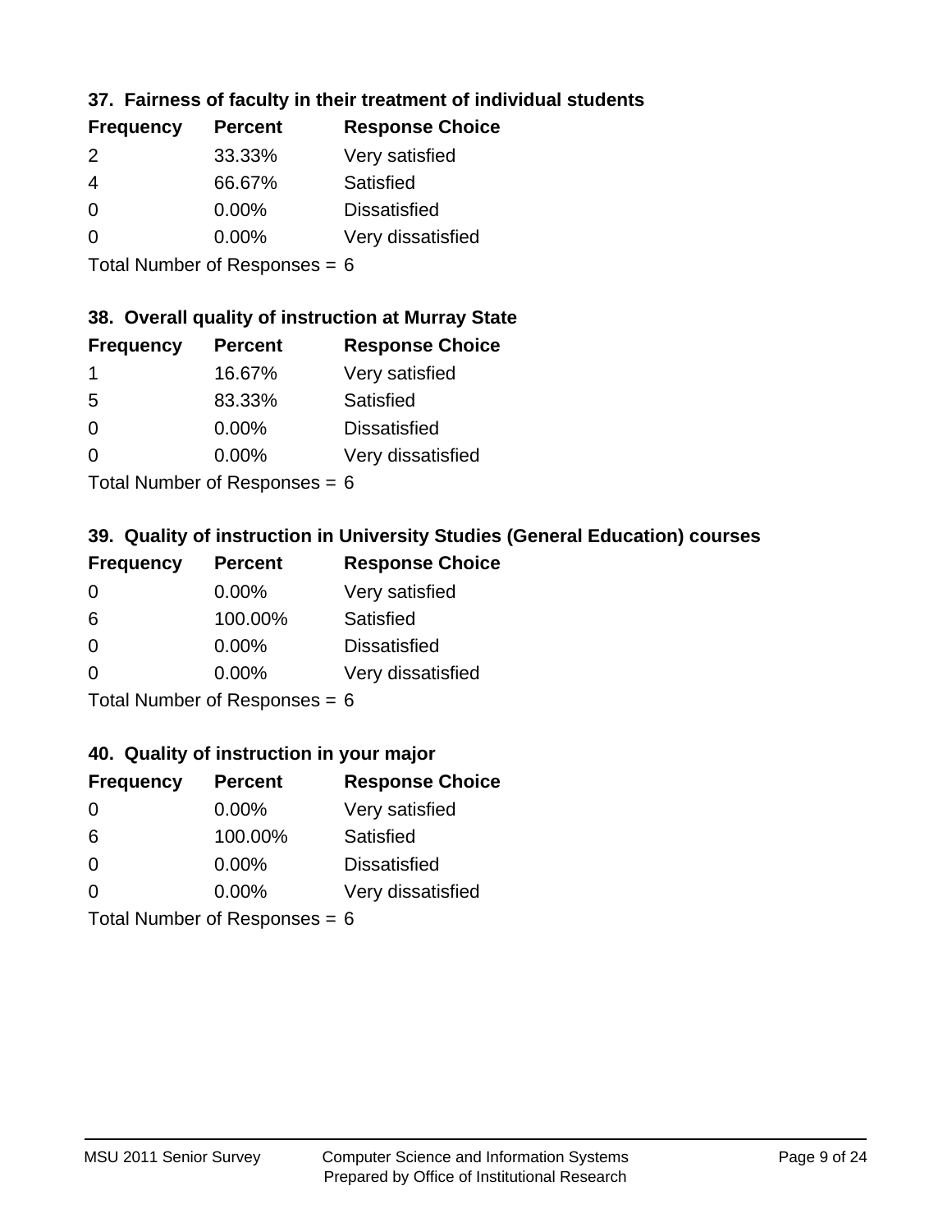### 37. Fairness of faculty in their treatment of individual students

| Frequency | Percent | Response Choice |
| --- | --- | --- |
| 2 | 33.33% | Very satisfied |
| 4 | 66.67% | Satisfied |
| 0 | 0.00% | Dissatisfied |
| 0 | 0.00% | Very dissatisfied |

Total Number of Responses = 6

### 38. Overall quality of instruction at Murray State

| Frequency | Percent | Response Choice |
| --- | --- | --- |
| 1 | 16.67% | Very satisfied |
| 5 | 83.33% | Satisfied |
| 0 | 0.00% | Dissatisfied |
| 0 | 0.00% | Very dissatisfied |

Total Number of Responses = 6

### 39. Quality of instruction in University Studies (General Education) courses

| Frequency | Percent | Response Choice |
| --- | --- | --- |
| 0 | 0.00% | Very satisfied |
| 6 | 100.00% | Satisfied |
| 0 | 0.00% | Dissatisfied |
| 0 | 0.00% | Very dissatisfied |

Total Number of Responses = 6

### 40. Quality of instruction in your major

| Frequency | Percent | Response Choice |
| --- | --- | --- |
| 0 | 0.00% | Very satisfied |
| 6 | 100.00% | Satisfied |
| 0 | 0.00% | Dissatisfied |
| 0 | 0.00% | Very dissatisfied |

Total Number of Responses = 6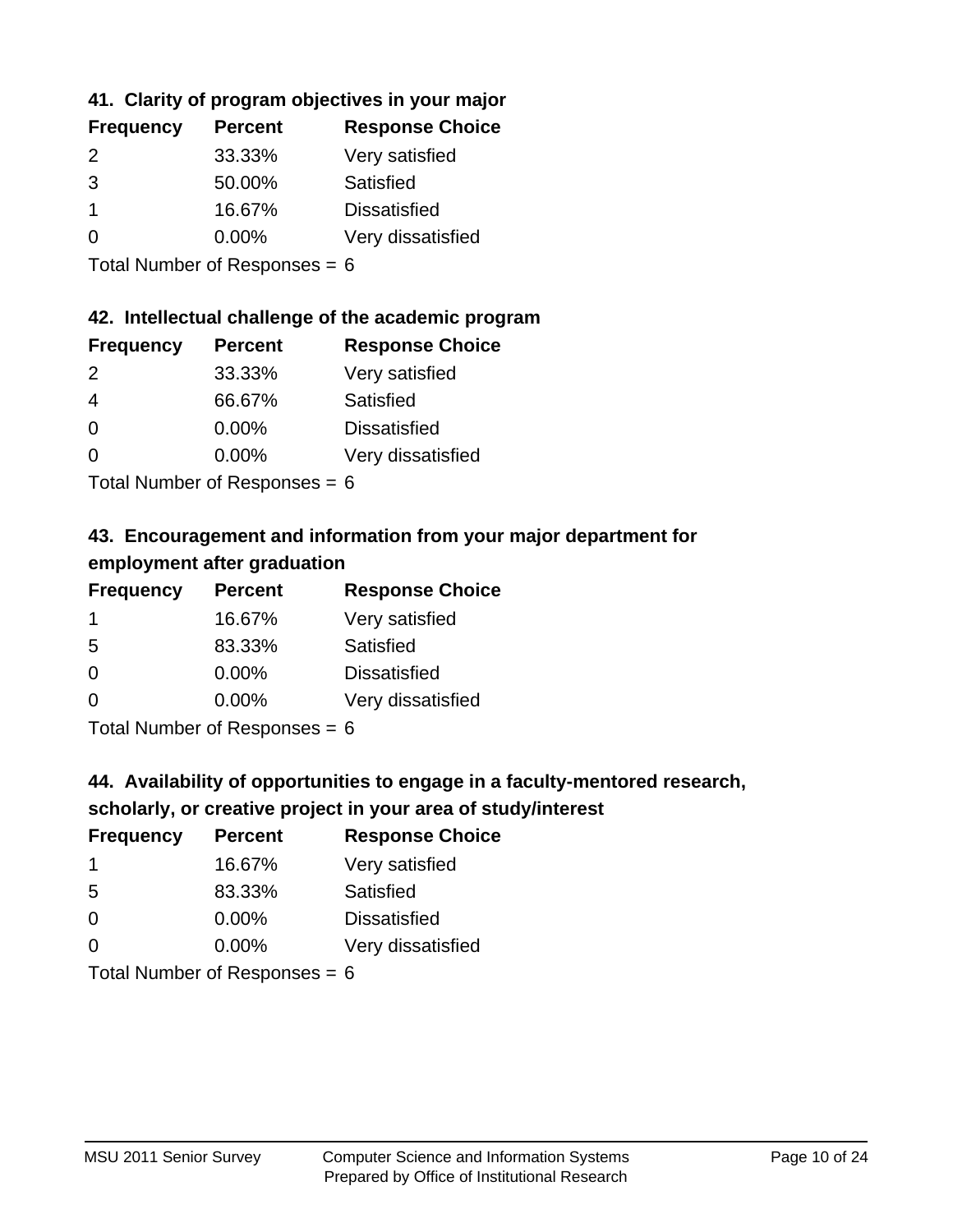### 41. Clarity of program objectives in your major

| Frequency | Percent | Response Choice |
|---|---|---|
| 2 | 33.33% | Very satisfied |
| 3 | 50.00% | Satisfied |
| 1 | 16.67% | Dissatisfied |
| 0 | 0.00% | Very dissatisfied |

Total Number of Responses = 6

### 42. Intellectual challenge of the academic program

| Frequency | Percent | Response Choice |
|---|---|---|
| 2 | 33.33% | Very satisfied |
| 4 | 66.67% | Satisfied |
| 0 | 0.00% | Dissatisfied |
| 0 | 0.00% | Very dissatisfied |

Total Number of Responses = 6

### 43. Encouragement and information from your major department for employment after graduation

| Frequency | Percent | Response Choice |
|---|---|---|
| 1 | 16.67% | Very satisfied |
| 5 | 83.33% | Satisfied |
| 0 | 0.00% | Dissatisfied |
| 0 | 0.00% | Very dissatisfied |

Total Number of Responses = 6

### 44. Availability of opportunities to engage in a faculty-mentored research, scholarly, or creative project in your area of study/interest

| Frequency | Percent | Response Choice |
|---|---|---|
| 1 | 16.67% | Very satisfied |
| 5 | 83.33% | Satisfied |
| 0 | 0.00% | Dissatisfied |
| 0 | 0.00% | Very dissatisfied |

Total Number of Responses = 6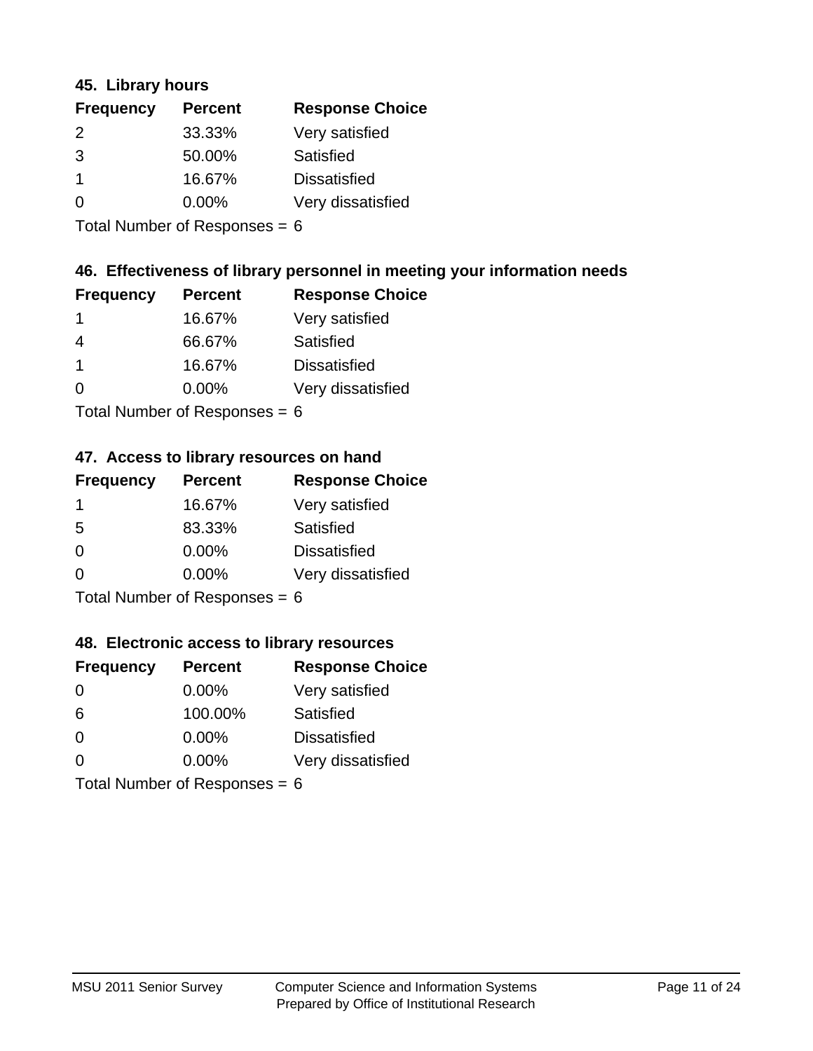### 45. Library hours

| Frequency | Percent | Response Choice |
| --- | --- | --- |
| 2 | 33.33% | Very satisfied |
| 3 | 50.00% | Satisfied |
| 1 | 16.67% | Dissatisfied |
| 0 | 0.00% | Very dissatisfied |

Total Number of Responses = 6

### 46. Effectiveness of library personnel in meeting your information needs

| Frequency | Percent | Response Choice |
| --- | --- | --- |
| 1 | 16.67% | Very satisfied |
| 4 | 66.67% | Satisfied |
| 1 | 16.67% | Dissatisfied |
| 0 | 0.00% | Very dissatisfied |

Total Number of Responses = 6

### 47. Access to library resources on hand

| Frequency | Percent | Response Choice |
| --- | --- | --- |
| 1 | 16.67% | Very satisfied |
| 5 | 83.33% | Satisfied |
| 0 | 0.00% | Dissatisfied |
| 0 | 0.00% | Very dissatisfied |

Total Number of Responses = 6

### 48. Electronic access to library resources

| Frequency | Percent | Response Choice |
| --- | --- | --- |
| 0 | 0.00% | Very satisfied |
| 6 | 100.00% | Satisfied |
| 0 | 0.00% | Dissatisfied |
| 0 | 0.00% | Very dissatisfied |

Total Number of Responses = 6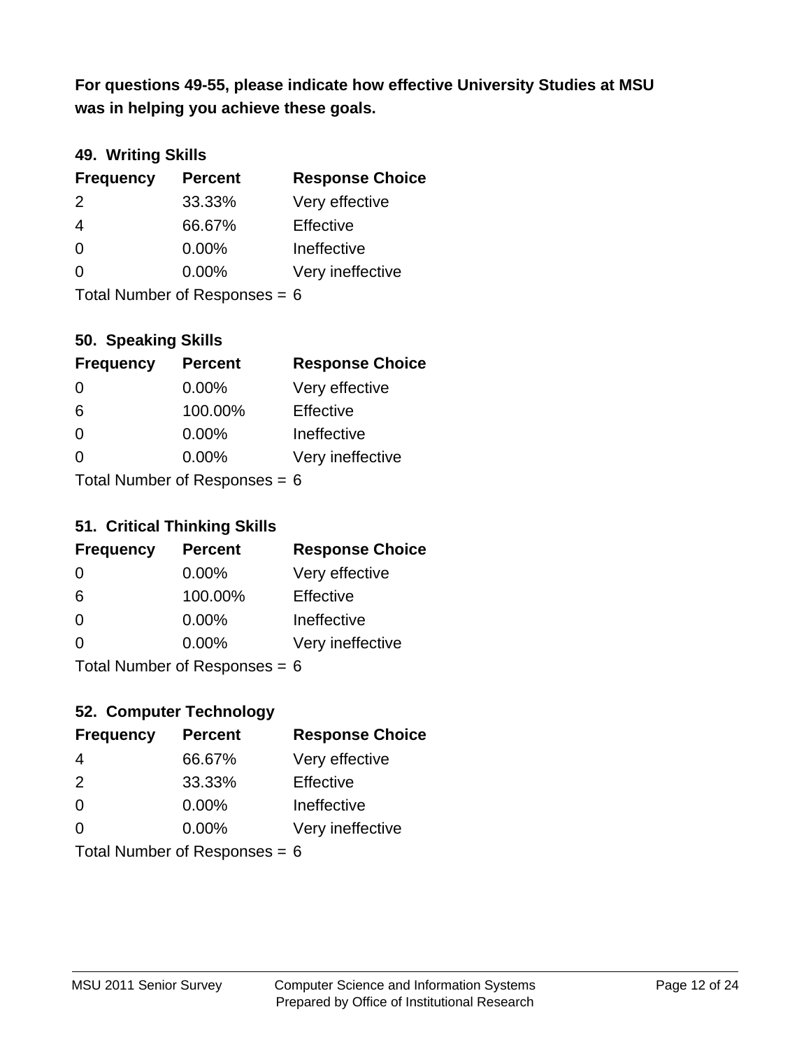**For questions 49-55, please indicate how effective University Studies at MSU was in helping you achieve these goals.**

### 49. Writing Skills

| Frequency | Percent | Response Choice |
|---|---|---|
| 2 | 33.33% | Very effective |
| 4 | 66.67% | Effective |
| 0 | 0.00% | Ineffective |
| 0 | 0.00% | Very ineffective |

Total Number of Responses = 6

### 50. Speaking Skills

| Frequency | Percent | Response Choice |
|---|---|---|
| 0 | 0.00% | Very effective |
| 6 | 100.00% | Effective |
| 0 | 0.00% | Ineffective |
| 0 | 0.00% | Very ineffective |

Total Number of Responses = 6

### 51. Critical Thinking Skills

| Frequency | Percent | Response Choice |
|---|---|---|
| 0 | 0.00% | Very effective |
| 6 | 100.00% | Effective |
| 0 | 0.00% | Ineffective |
| 0 | 0.00% | Very ineffective |

Total Number of Responses = 6

### 52. Computer Technology

| Frequency | Percent | Response Choice |
|---|---|---|
| 4 | 66.67% | Very effective |
| 2 | 33.33% | Effective |
| 0 | 0.00% | Ineffective |
| 0 | 0.00% | Very ineffective |

Total Number of Responses = 6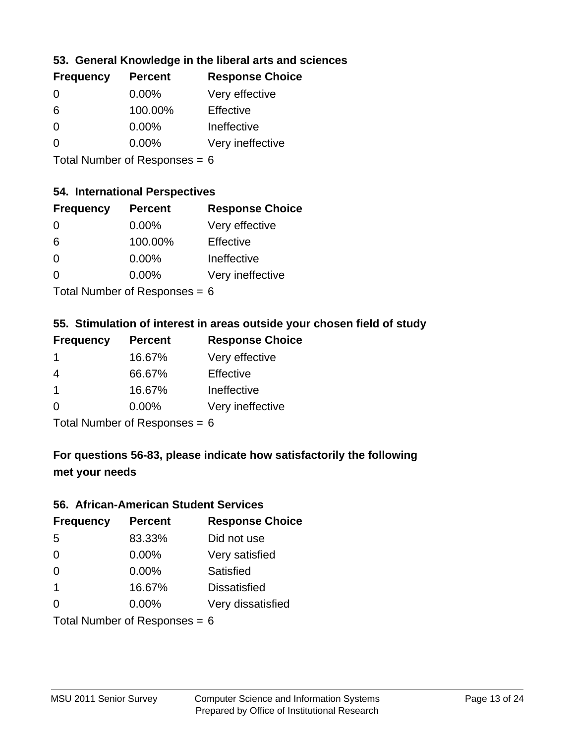### 53. General Knowledge in the liberal arts and sciences

| Frequency | Percent | Response Choice |
|---|---|---|
| 0 | 0.00% | Very effective |
| 6 | 100.00% | Effective |
| 0 | 0.00% | Ineffective |
| 0 | 0.00% | Very ineffective |

Total Number of Responses = 6

### 54. International Perspectives

| Frequency | Percent | Response Choice |
|---|---|---|
| 0 | 0.00% | Very effective |
| 6 | 100.00% | Effective |
| 0 | 0.00% | Ineffective |
| 0 | 0.00% | Very ineffective |

Total Number of Responses = 6

### 55. Stimulation of interest in areas outside your chosen field of study

| Frequency | Percent | Response Choice |
|---|---|---|
| 1 | 16.67% | Very effective |
| 4 | 66.67% | Effective |
| 1 | 16.67% | Ineffective |
| 0 | 0.00% | Very ineffective |

Total Number of Responses = 6

## For questions 56-83, please indicate how satisfactorily the following met your needs

### 56. African-American Student Services

| Frequency | Percent | Response Choice |
|---|---|---|
| 5 | 83.33% | Did not use |
| 0 | 0.00% | Very satisfied |
| 0 | 0.00% | Satisfied |
| 1 | 16.67% | Dissatisfied |
| 0 | 0.00% | Very dissatisfied |

Total Number of Responses = 6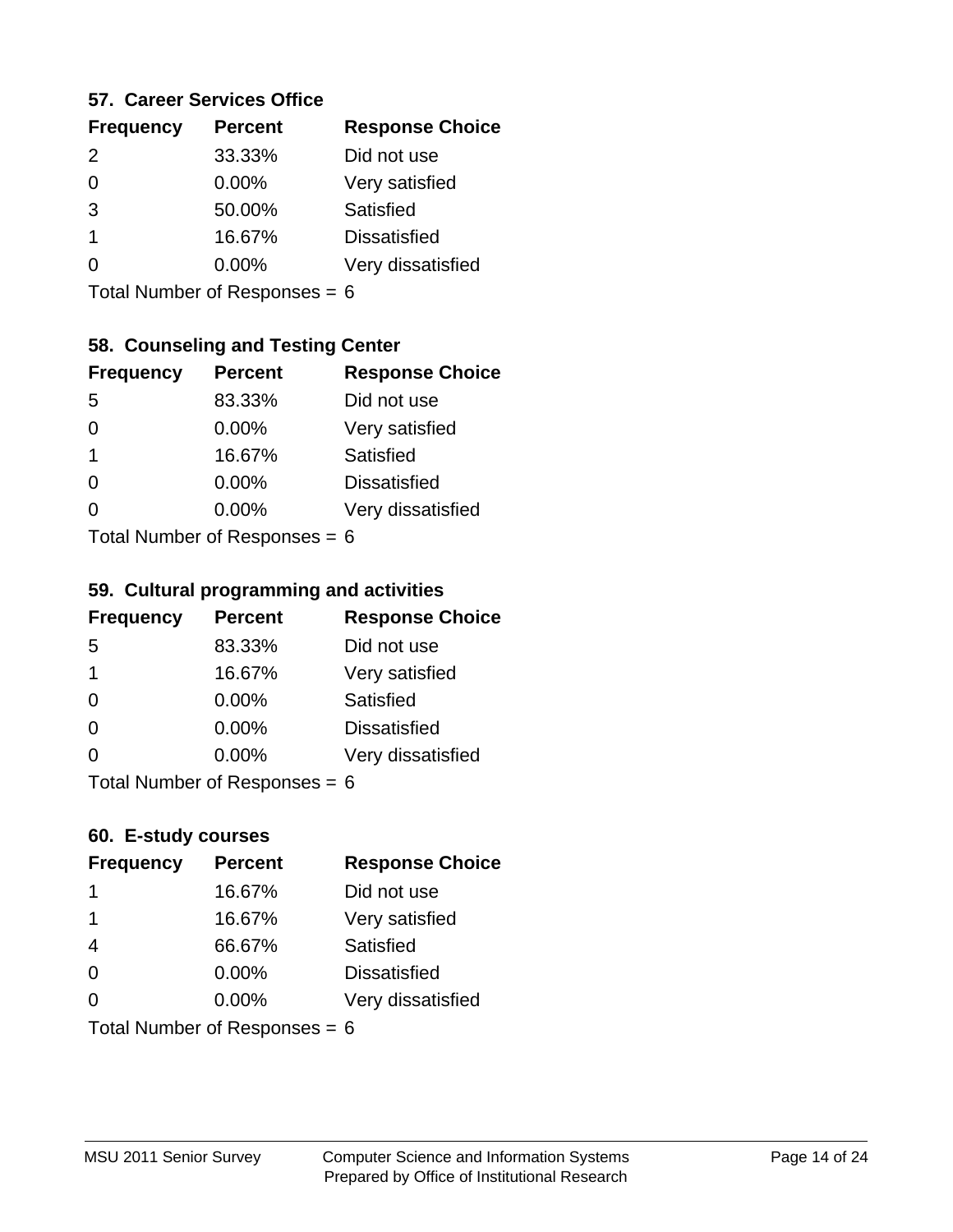### 57. Career Services Office

| Frequency | Percent | Response Choice |
| --- | --- | --- |
| 2 | 33.33% | Did not use |
| 0 | 0.00% | Very satisfied |
| 3 | 50.00% | Satisfied |
| 1 | 16.67% | Dissatisfied |
| 0 | 0.00% | Very dissatisfied |

Total Number of Responses = 6

### 58. Counseling and Testing Center

| Frequency | Percent | Response Choice |
| --- | --- | --- |
| 5 | 83.33% | Did not use |
| 0 | 0.00% | Very satisfied |
| 1 | 16.67% | Satisfied |
| 0 | 0.00% | Dissatisfied |
| 0 | 0.00% | Very dissatisfied |

Total Number of Responses = 6

### 59. Cultural programming and activities

| Frequency | Percent | Response Choice |
| --- | --- | --- |
| 5 | 83.33% | Did not use |
| 1 | 16.67% | Very satisfied |
| 0 | 0.00% | Satisfied |
| 0 | 0.00% | Dissatisfied |
| 0 | 0.00% | Very dissatisfied |

Total Number of Responses = 6

### 60. E-study courses

| Frequency | Percent | Response Choice |
| --- | --- | --- |
| 1 | 16.67% | Did not use |
| 1 | 16.67% | Very satisfied |
| 4 | 66.67% | Satisfied |
| 0 | 0.00% | Dissatisfied |
| 0 | 0.00% | Very dissatisfied |

Total Number of Responses = 6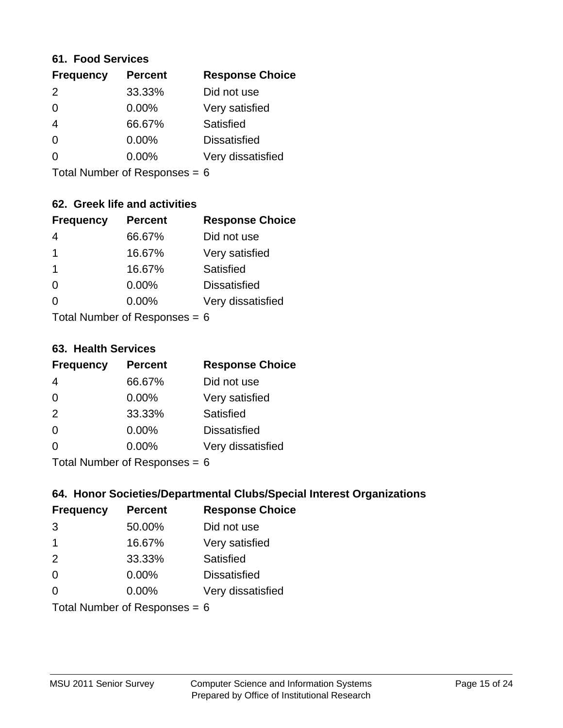### 61. Food Services

| Frequency | Percent | Response Choice |
|---|---|---|
| 2 | 33.33% | Did not use |
| 0 | 0.00% | Very satisfied |
| 4 | 66.67% | Satisfied |
| 0 | 0.00% | Dissatisfied |
| 0 | 0.00% | Very dissatisfied |

Total Number of Responses = 6

### 62. Greek life and activities

| Frequency | Percent | Response Choice |
|---|---|---|
| 4 | 66.67% | Did not use |
| 1 | 16.67% | Very satisfied |
| 1 | 16.67% | Satisfied |
| 0 | 0.00% | Dissatisfied |
| 0 | 0.00% | Very dissatisfied |

Total Number of Responses = 6

### 63. Health Services

| Frequency | Percent | Response Choice |
|---|---|---|
| 4 | 66.67% | Did not use |
| 0 | 0.00% | Very satisfied |
| 2 | 33.33% | Satisfied |
| 0 | 0.00% | Dissatisfied |
| 0 | 0.00% | Very dissatisfied |

Total Number of Responses = 6

### 64. Honor Societies/Departmental Clubs/Special Interest Organizations

| Frequency | Percent | Response Choice |
|---|---|---|
| 3 | 50.00% | Did not use |
| 1 | 16.67% | Very satisfied |
| 2 | 33.33% | Satisfied |
| 0 | 0.00% | Dissatisfied |
| 0 | 0.00% | Very dissatisfied |

Total Number of Responses = 6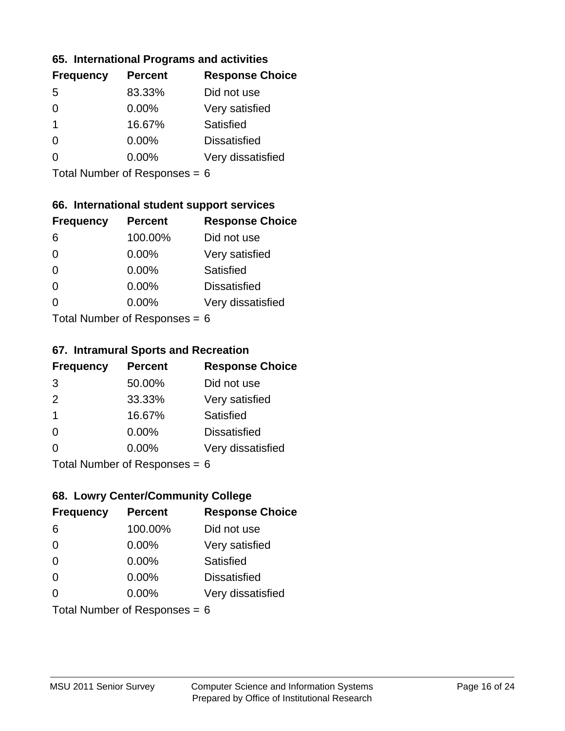### 65. International Programs and activities

| Frequency | Percent | Response Choice |
|---|---|---|
| 5 | 83.33% | Did not use |
| 0 | 0.00% | Very satisfied |
| 1 | 16.67% | Satisfied |
| 0 | 0.00% | Dissatisfied |
| 0 | 0.00% | Very dissatisfied |

Total Number of Responses = 6

### 66. International student support services

| Frequency | Percent | Response Choice |
|---|---|---|
| 6 | 100.00% | Did not use |
| 0 | 0.00% | Very satisfied |
| 0 | 0.00% | Satisfied |
| 0 | 0.00% | Dissatisfied |
| 0 | 0.00% | Very dissatisfied |

Total Number of Responses = 6

### 67. Intramural Sports and Recreation

| Frequency | Percent | Response Choice |
|---|---|---|
| 3 | 50.00% | Did not use |
| 2 | 33.33% | Very satisfied |
| 1 | 16.67% | Satisfied |
| 0 | 0.00% | Dissatisfied |
| 0 | 0.00% | Very dissatisfied |

Total Number of Responses = 6

### 68. Lowry Center/Community College

| Frequency | Percent | Response Choice |
|---|---|---|
| 6 | 100.00% | Did not use |
| 0 | 0.00% | Very satisfied |
| 0 | 0.00% | Satisfied |
| 0 | 0.00% | Dissatisfied |
| 0 | 0.00% | Very dissatisfied |

Total Number of Responses = 6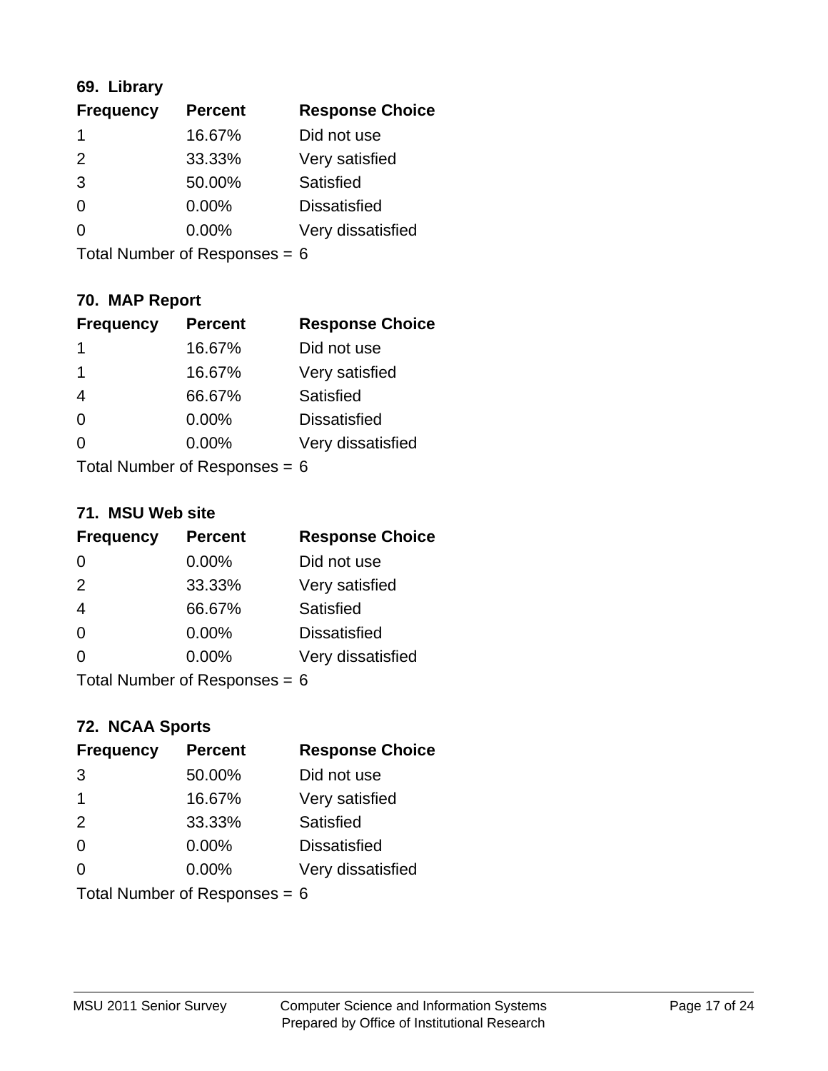### 69. Library

| Frequency | Percent | Response Choice |
|---|---|---|
| 1 | 16.67% | Did not use |
| 2 | 33.33% | Very satisfied |
| 3 | 50.00% | Satisfied |
| 0 | 0.00% | Dissatisfied |
| 0 | 0.00% | Very dissatisfied |

Total Number of Responses = 6

### 70. MAP Report

| Frequency | Percent | Response Choice |
|---|---|---|
| 1 | 16.67% | Did not use |
| 1 | 16.67% | Very satisfied |
| 4 | 66.67% | Satisfied |
| 0 | 0.00% | Dissatisfied |
| 0 | 0.00% | Very dissatisfied |

Total Number of Responses = 6

### 71. MSU Web site

| Frequency | Percent | Response Choice |
|---|---|---|
| 0 | 0.00% | Did not use |
| 2 | 33.33% | Very satisfied |
| 4 | 66.67% | Satisfied |
| 0 | 0.00% | Dissatisfied |
| 0 | 0.00% | Very dissatisfied |

Total Number of Responses = 6

### 72. NCAA Sports

| Frequency | Percent | Response Choice |
|---|---|---|
| 3 | 50.00% | Did not use |
| 1 | 16.67% | Very satisfied |
| 2 | 33.33% | Satisfied |
| 0 | 0.00% | Dissatisfied |
| 0 | 0.00% | Very dissatisfied |

Total Number of Responses = 6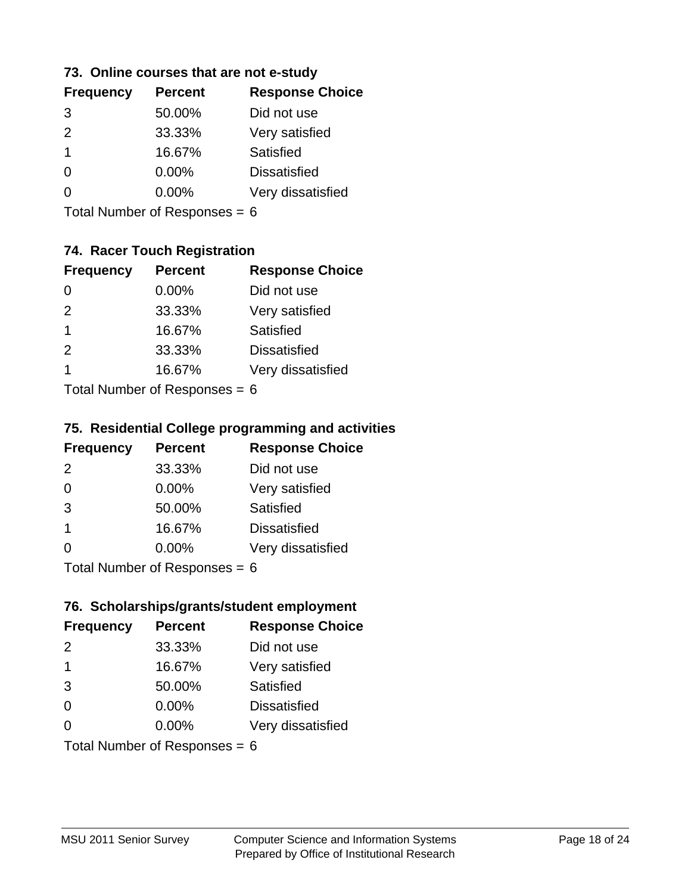### 73. Online courses that are not e-study

| Frequency | Percent | Response Choice |
|---|---|---|
| 3 | 50.00% | Did not use |
| 2 | 33.33% | Very satisfied |
| 1 | 16.67% | Satisfied |
| 0 | 0.00% | Dissatisfied |
| 0 | 0.00% | Very dissatisfied |

Total Number of Responses = 6

### 74. Racer Touch Registration

| Frequency | Percent | Response Choice |
|---|---|---|
| 0 | 0.00% | Did not use |
| 2 | 33.33% | Very satisfied |
| 1 | 16.67% | Satisfied |
| 2 | 33.33% | Dissatisfied |
| 1 | 16.67% | Very dissatisfied |

Total Number of Responses = 6

### 75. Residential College programming and activities

| Frequency | Percent | Response Choice |
|---|---|---|
| 2 | 33.33% | Did not use |
| 0 | 0.00% | Very satisfied |
| 3 | 50.00% | Satisfied |
| 1 | 16.67% | Dissatisfied |
| 0 | 0.00% | Very dissatisfied |

Total Number of Responses = 6

### 76. Scholarships/grants/student employment

| Frequency | Percent | Response Choice |
|---|---|---|
| 2 | 33.33% | Did not use |
| 1 | 16.67% | Very satisfied |
| 3 | 50.00% | Satisfied |
| 0 | 0.00% | Dissatisfied |
| 0 | 0.00% | Very dissatisfied |

Total Number of Responses = 6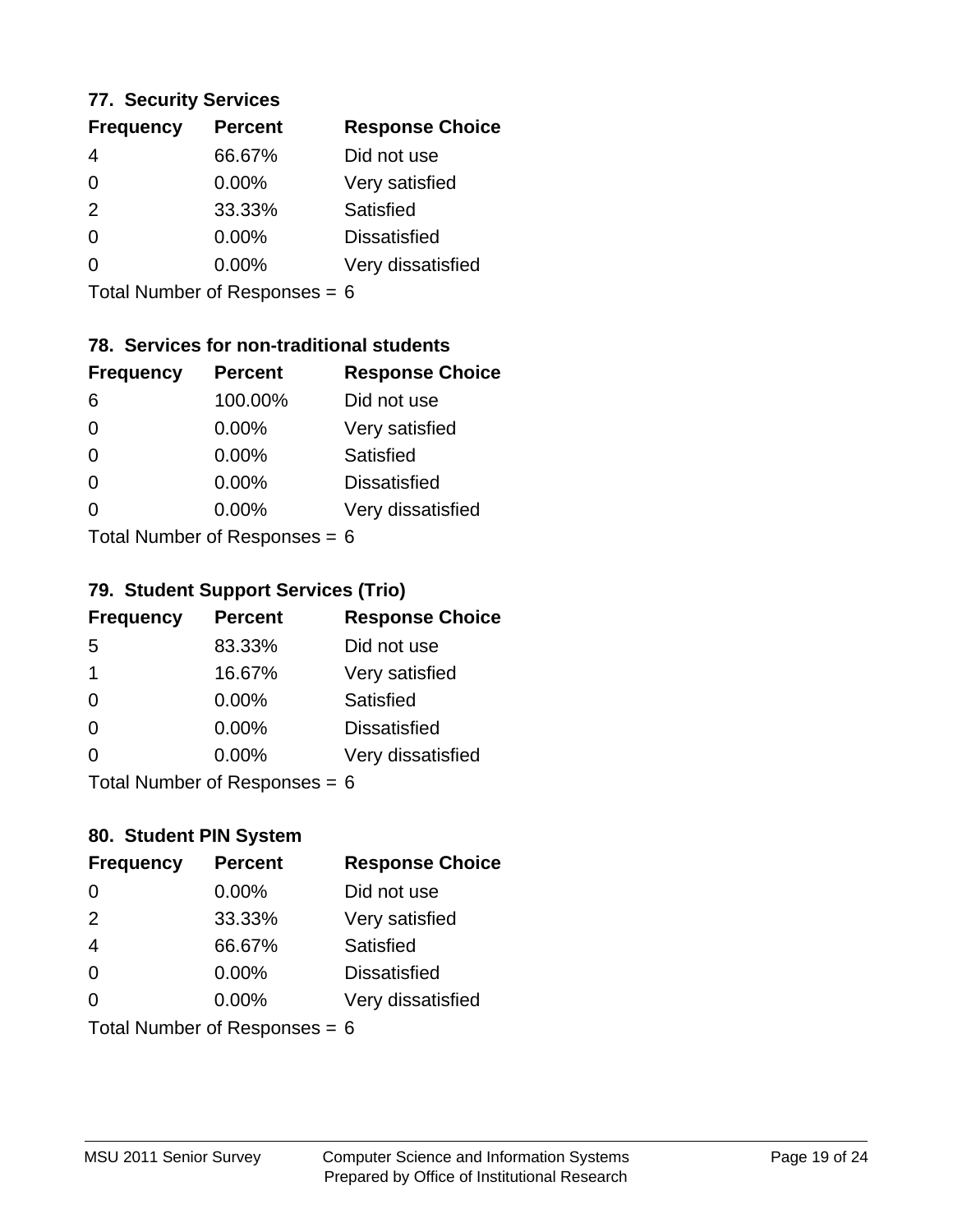### 77. Security Services

| Frequency | Percent | Response Choice |
|---|---|---|
| 4 | 66.67% | Did not use |
| 0 | 0.00% | Very satisfied |
| 2 | 33.33% | Satisfied |
| 0 | 0.00% | Dissatisfied |
| 0 | 0.00% | Very dissatisfied |

Total Number of Responses = 6

### 78. Services for non-traditional students

| Frequency | Percent | Response Choice |
|---|---|---|
| 6 | 100.00% | Did not use |
| 0 | 0.00% | Very satisfied |
| 0 | 0.00% | Satisfied |
| 0 | 0.00% | Dissatisfied |
| 0 | 0.00% | Very dissatisfied |

Total Number of Responses = 6

### 79. Student Support Services (Trio)

| Frequency | Percent | Response Choice |
|---|---|---|
| 5 | 83.33% | Did not use |
| 1 | 16.67% | Very satisfied |
| 0 | 0.00% | Satisfied |
| 0 | 0.00% | Dissatisfied |
| 0 | 0.00% | Very dissatisfied |

Total Number of Responses = 6

### 80. Student PIN System

| Frequency | Percent | Response Choice |
|---|---|---|
| 0 | 0.00% | Did not use |
| 2 | 33.33% | Very satisfied |
| 4 | 66.67% | Satisfied |
| 0 | 0.00% | Dissatisfied |
| 0 | 0.00% | Very dissatisfied |

Total Number of Responses = 6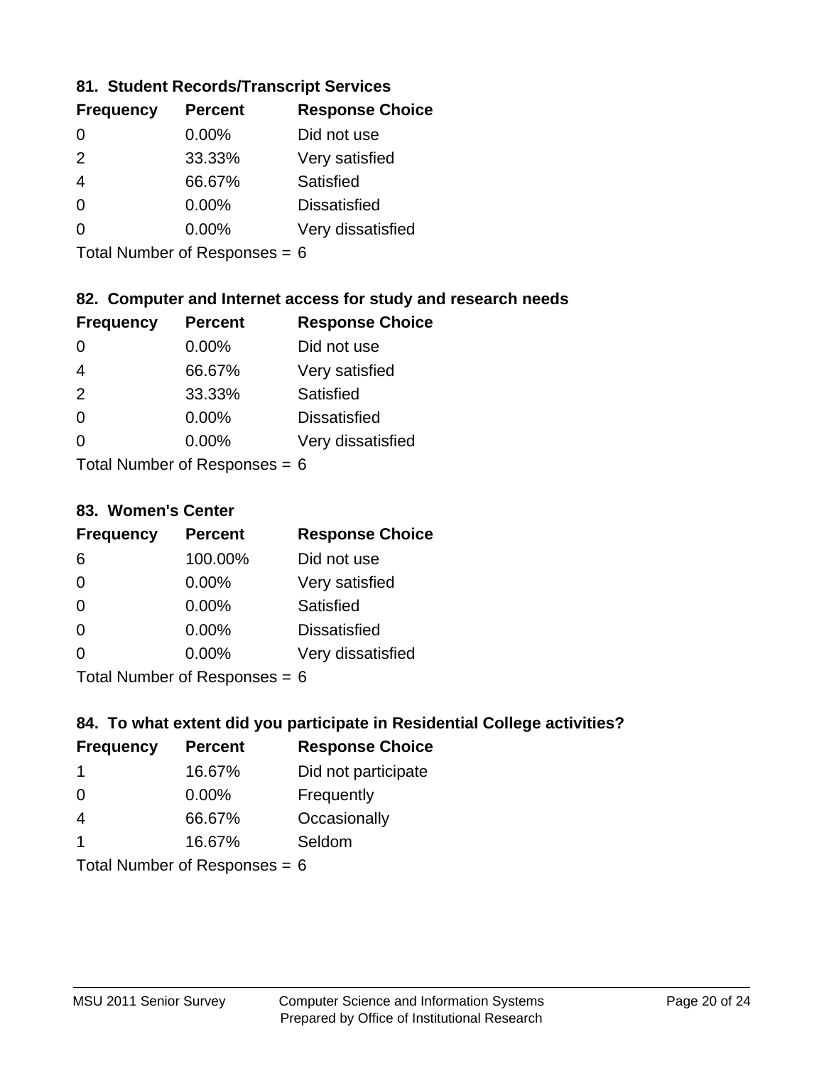### 81. Student Records/Transcript Services

| Frequency | Percent | Response Choice |
|---|---|---|
| 0 | 0.00% | Did not use |
| 2 | 33.33% | Very satisfied |
| 4 | 66.67% | Satisfied |
| 0 | 0.00% | Dissatisfied |
| 0 | 0.00% | Very dissatisfied |

Total Number of Responses = 6

### 82. Computer and Internet access for study and research needs

| Frequency | Percent | Response Choice |
|---|---|---|
| 0 | 0.00% | Did not use |
| 4 | 66.67% | Very satisfied |
| 2 | 33.33% | Satisfied |
| 0 | 0.00% | Dissatisfied |
| 0 | 0.00% | Very dissatisfied |

Total Number of Responses = 6

### 83. Women's Center

| Frequency | Percent | Response Choice |
|---|---|---|
| 6 | 100.00% | Did not use |
| 0 | 0.00% | Very satisfied |
| 0 | 0.00% | Satisfied |
| 0 | 0.00% | Dissatisfied |
| 0 | 0.00% | Very dissatisfied |

Total Number of Responses = 6

### 84. To what extent did you participate in Residential College activities?

| Frequency | Percent | Response Choice |
|---|---|---|
| 1 | 16.67% | Did not participate |
| 0 | 0.00% | Frequently |
| 4 | 66.67% | Occasionally |
| 1 | 16.67% | Seldom |

Total Number of Responses = 6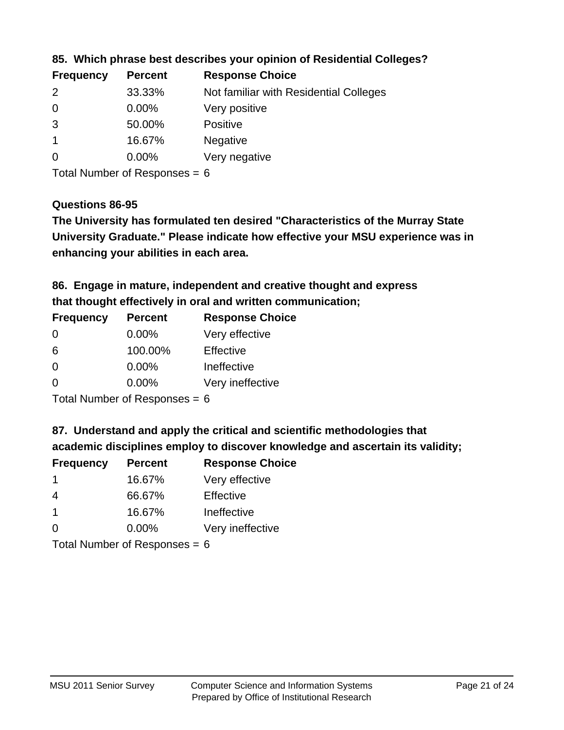### 85. Which phrase best describes your opinion of Residential Colleges?

| Frequency | Percent | Response Choice |
|---|---|---|
| 2 | 33.33% | Not familiar with Residential Colleges |
| 0 | 0.00% | Very positive |
| 3 | 50.00% | Positive |
| 1 | 16.67% | Negative |
| 0 | 0.00% | Very negative |

Total Number of Responses = 6

### Questions 86-95

**The University has formulated ten desired "Characteristics of the Murray State University Graduate." Please indicate how effective your MSU experience was in enhancing your abilities in each area.**

### 86. Engage in mature, independent and creative thought and express that thought effectively in oral and written communication;

| Frequency | Percent | Response Choice |
|---|---|---|
| 0 | 0.00% | Very effective |
| 6 | 100.00% | Effective |
| 0 | 0.00% | Ineffective |
| 0 | 0.00% | Very ineffective |

Total Number of Responses = 6

### 87. Understand and apply the critical and scientific methodologies that academic disciplines employ to discover knowledge and ascertain its validity;

| Frequency | Percent | Response Choice |
|---|---|---|
| 1 | 16.67% | Very effective |
| 4 | 66.67% | Effective |
| 1 | 16.67% | Ineffective |
| 0 | 0.00% | Very ineffective |

Total Number of Responses = 6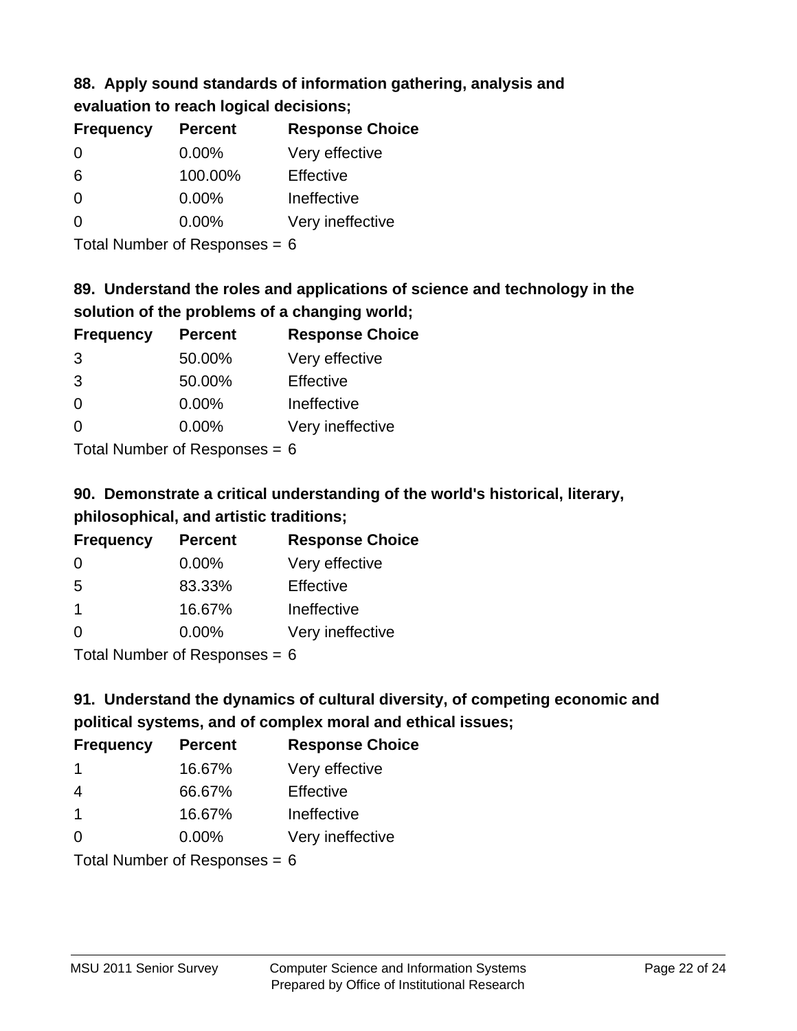### 88. Apply sound standards of information gathering, analysis and evaluation to reach logical decisions;

| Frequency | Percent | Response Choice |
|---|---|---|
| 0 | 0.00% | Very effective |
| 6 | 100.00% | Effective |
| 0 | 0.00% | Ineffective |
| 0 | 0.00% | Very ineffective |

Total Number of Responses = 6

### 89. Understand the roles and applications of science and technology in the solution of the problems of a changing world;

| Frequency | Percent | Response Choice |
|---|---|---|
| 3 | 50.00% | Very effective |
| 3 | 50.00% | Effective |
| 0 | 0.00% | Ineffective |
| 0 | 0.00% | Very ineffective |

Total Number of Responses = 6

### 90. Demonstrate a critical understanding of the world's historical, literary, philosophical, and artistic traditions;

| Frequency | Percent | Response Choice |
|---|---|---|
| 0 | 0.00% | Very effective |
| 5 | 83.33% | Effective |
| 1 | 16.67% | Ineffective |
| 0 | 0.00% | Very ineffective |

Total Number of Responses = 6

### 91. Understand the dynamics of cultural diversity, of competing economic and political systems, and of complex moral and ethical issues;

| Frequency | Percent | Response Choice |
|---|---|---|
| 1 | 16.67% | Very effective |
| 4 | 66.67% | Effective |
| 1 | 16.67% | Ineffective |
| 0 | 0.00% | Very ineffective |

Total Number of Responses = 6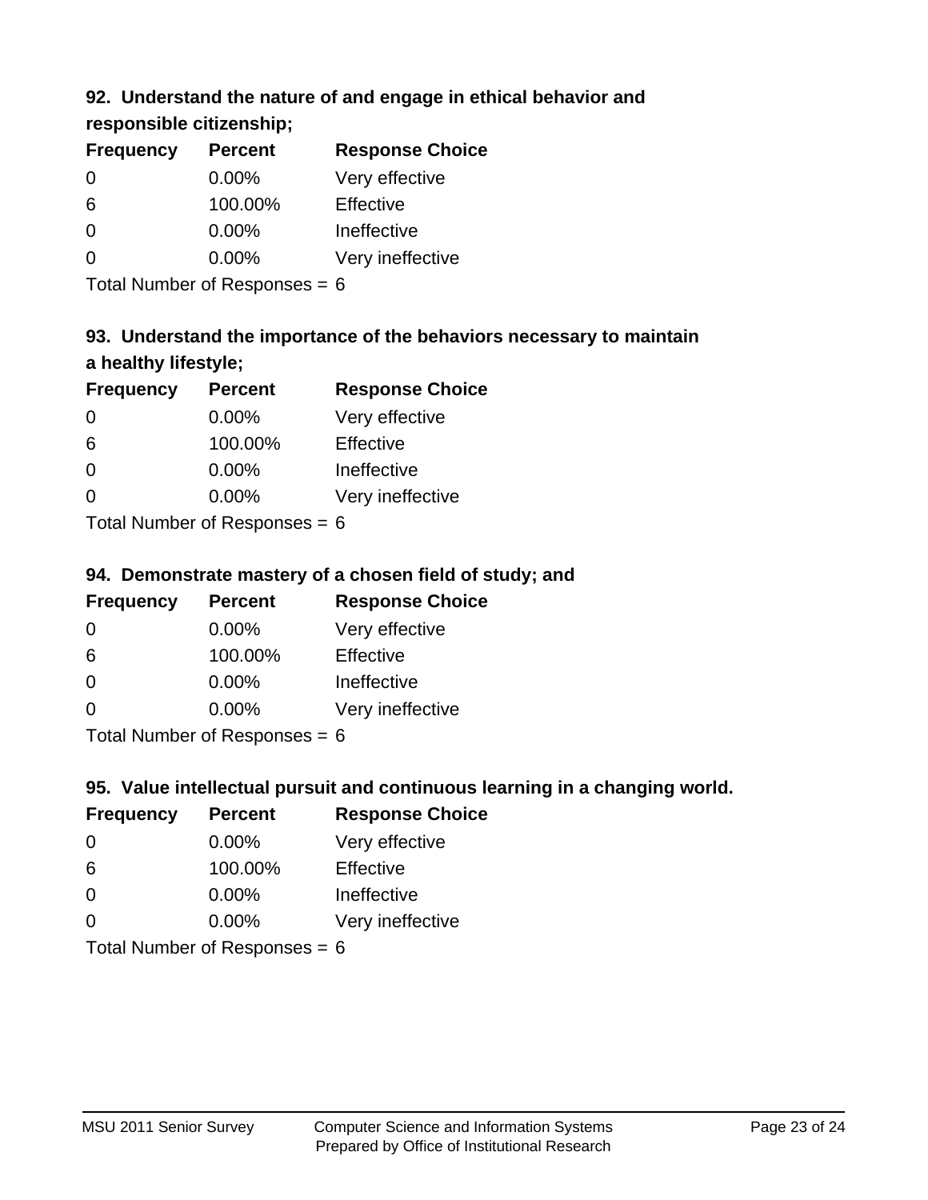### 92. Understand the nature of and engage in ethical behavior and responsible citizenship;

| Frequency | Percent | Response Choice |
|---|---|---|
| 0 | 0.00% | Very effective |
| 6 | 100.00% | Effective |
| 0 | 0.00% | Ineffective |
| 0 | 0.00% | Very ineffective |

Total Number of Responses = 6

### 93. Understand the importance of the behaviors necessary to maintain a healthy lifestyle;

| Frequency | Percent | Response Choice |
|---|---|---|
| 0 | 0.00% | Very effective |
| 6 | 100.00% | Effective |
| 0 | 0.00% | Ineffective |
| 0 | 0.00% | Very ineffective |

Total Number of Responses = 6

### 94. Demonstrate mastery of a chosen field of study; and

| Frequency | Percent | Response Choice |
|---|---|---|
| 0 | 0.00% | Very effective |
| 6 | 100.00% | Effective |
| 0 | 0.00% | Ineffective |
| 0 | 0.00% | Very ineffective |

Total Number of Responses = 6

### 95. Value intellectual pursuit and continuous learning in a changing world.

| Frequency | Percent | Response Choice |
|---|---|---|
| 0 | 0.00% | Very effective |
| 6 | 100.00% | Effective |
| 0 | 0.00% | Ineffective |
| 0 | 0.00% | Very ineffective |

Total Number of Responses = 6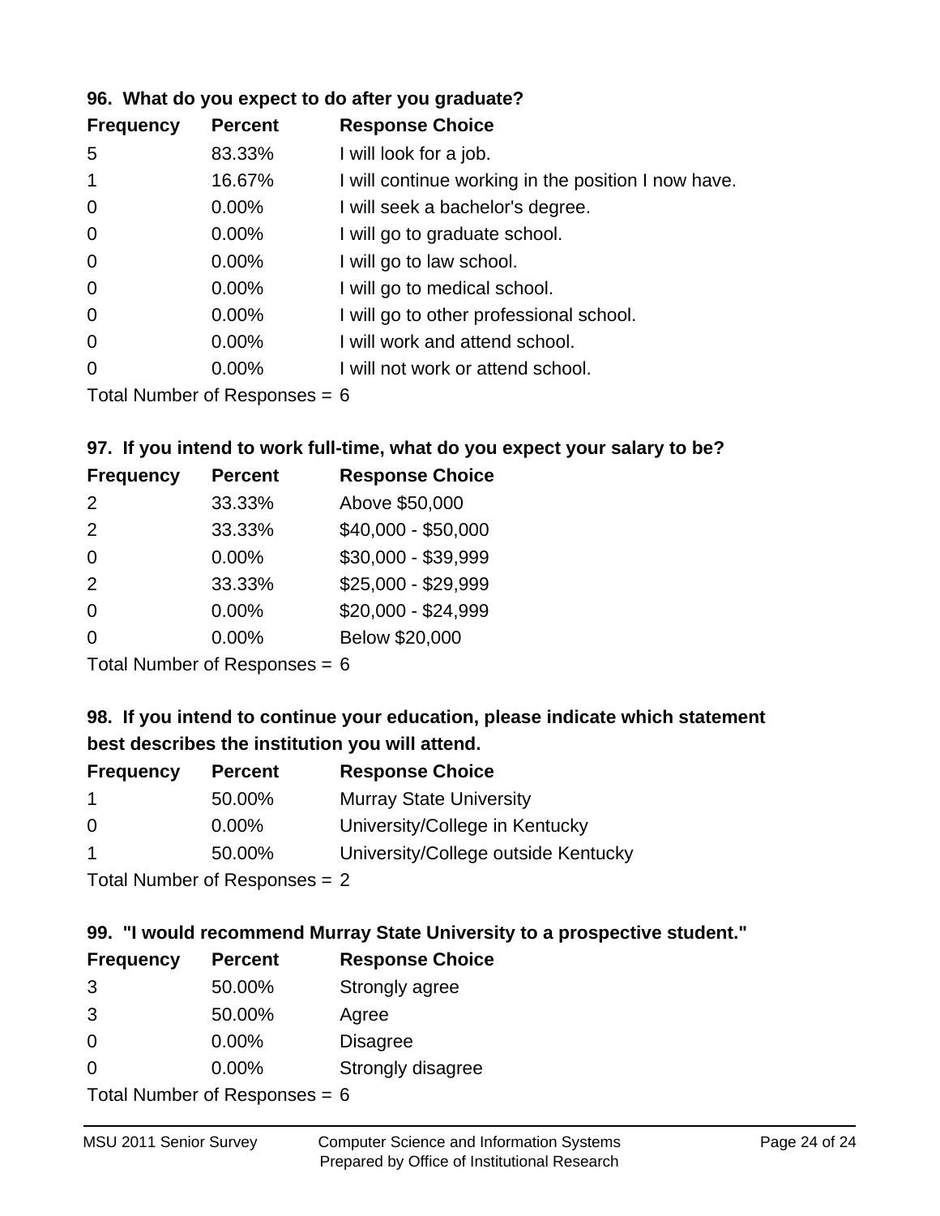### 96. What do you expect to do after you graduate?

| Frequency | Percent | Response Choice |
|---|---|---|
| 5 | 83.33% | I will look for a job. |
| 1 | 16.67% | I will continue working in the position I now have. |
| 0 | 0.00% | I will seek a bachelor's degree. |
| 0 | 0.00% | I will go to graduate school. |
| 0 | 0.00% | I will go to law school. |
| 0 | 0.00% | I will go to medical school. |
| 0 | 0.00% | I will go to other professional school. |
| 0 | 0.00% | I will work and attend school. |
| 0 | 0.00% | I will not work or attend school. |

Total Number of Responses = 6

### 97. If you intend to work full-time, what do you expect your salary to be?

| Frequency | Percent | Response Choice |
|---|---|---|
| 2 | 33.33% | Above $50,000 |
| 2 | 33.33% | $40,000 - $50,000 |
| 0 | 0.00% | $30,000 - $39,999 |
| 2 | 33.33% | $25,000 - $29,999 |
| 0 | 0.00% | $20,000 - $24,999 |
| 0 | 0.00% | Below $20,000 |

Total Number of Responses = 6

### 98. If you intend to continue your education, please indicate which statement best describes the institution you will attend.

| Frequency | Percent | Response Choice |
|---|---|---|
| 1 | 50.00% | Murray State University |
| 0 | 0.00% | University/College in Kentucky |
| 1 | 50.00% | University/College outside Kentucky |

Total Number of Responses = 2

### 99. "I would recommend Murray State University to a prospective student."

| Frequency | Percent | Response Choice |
|---|---|---|
| 3 | 50.00% | Strongly agree |
| 3 | 50.00% | Agree |
| 0 | 0.00% | Disagree |
| 0 | 0.00% | Strongly disagree |

Total Number of Responses = 6